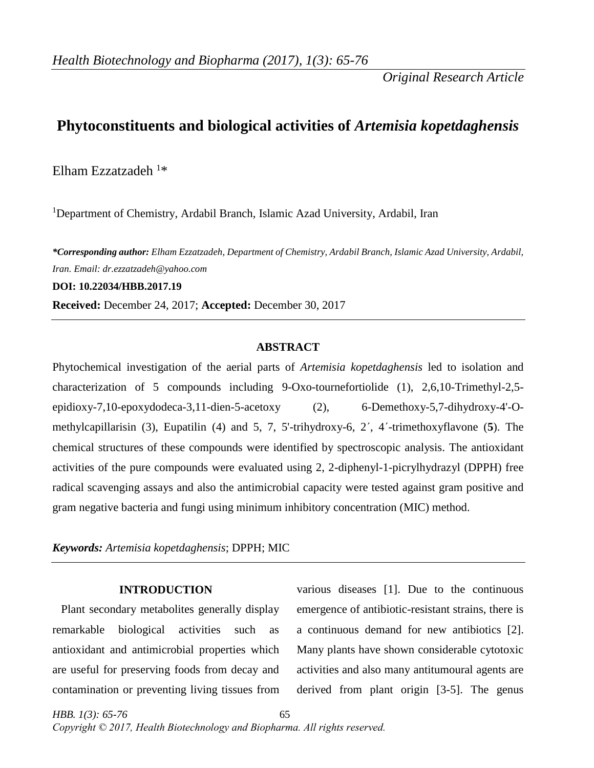*Original Research Article*

# Phytoconstituents and biological activities of *Artemisia kopetdaghensis*

Elham Ezzatzadeh [1]*

[1]Department of Chemistry, Ardabil Branch, Islamic Azad University, Ardabil, Iran

***Corresponding author:** *Elham Ezzatzadeh, Department of Chemistry, Ardabil Branch, Islamic Azad University, Ardabil, Iran. Email: dr.ezzatzadeh@yahoo.com*

**DOI: 10.22034/HBB.2017.19**

**Received:** December 24, 2017; **Accepted:** December 30, 2017

## ABSTRACT

Phytochemical investigation of the aerial parts of *Artemisia kopetdaghensis* led to isolation and characterization of 5 compounds including 9-Oxo-tournefortiolide (1), 2,6,10-Trimethyl-2,5-epidioxy-7,10-epoxydodeca-3,11-dien-5-acetoxy (2), 6-Demethoxy-5,7-dihydroxy-4'-O-methylcapillarisin (3), Eupatilin (4) and 5, 7, 5'-trihydroxy-6, 2´, 4´-trimethoxyflavone (**5**). The chemical structures of these compounds were identified by spectroscopic analysis. The antioxidant activities of the pure compounds were evaluated using 2, 2-diphenyl-1-picrylhydrazyl (DPPH) free radical scavenging assays and also the antimicrobial capacity were tested against gram positive and gram negative bacteria and fungi using minimum inhibitory concentration (MIC) method.

***Keywords:*** *Artemisia kopetdaghensis*; DPPH; MIC

## INTRODUCTION

Plant secondary metabolites generally display remarkable biological activities such as antioxidant and antimicrobial properties which are useful for preserving foods from decay and contamination or preventing living tissues from various diseases [1]. Due to the continuous emergence of antibiotic-resistant strains, there is a continuous demand for new antibiotics [2]. Many plants have shown considerable cytotoxic activities and also many antitumoural agents are derived from plant origin [3-5]. The genus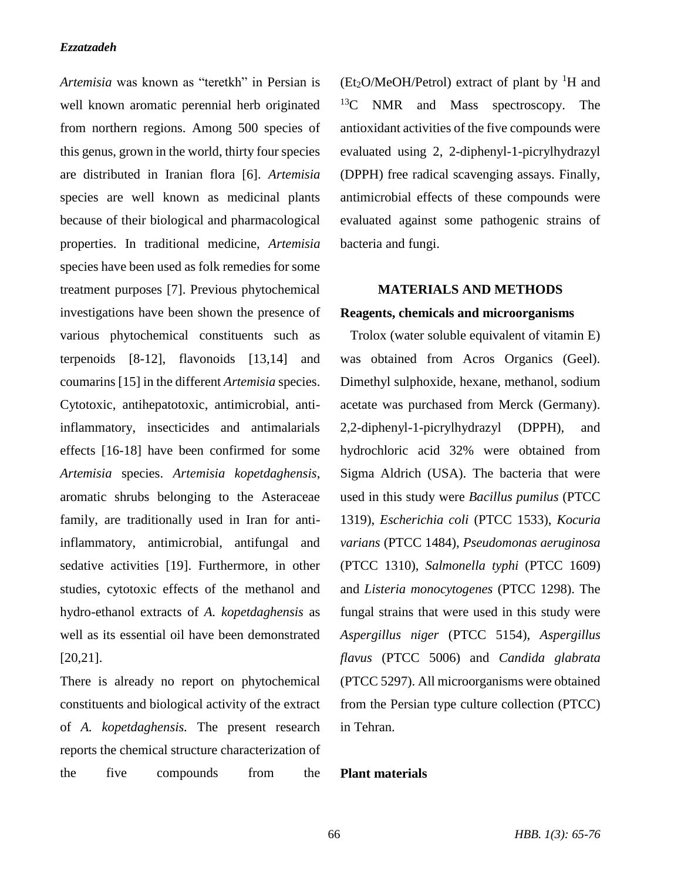*Artemisia* was known as "teretkh" in Persian is well known aromatic perennial herb originated from northern regions. Among 500 species of this genus, grown in the world, thirty four species are distributed in Iranian flora [6]. *Artemisia* species are well known as medicinal plants because of their biological and pharmacological properties. In traditional medicine, *Artemisia* species have been used as folk remedies for some treatment purposes [7]. Previous phytochemical investigations have been shown the presence of various phytochemical constituents such as terpenoids [8-12], flavonoids [13,14] and coumarins [15] in the different *Artemisia* species. Cytotoxic, antihepatotoxic, antimicrobial, anti-inflammatory, insecticides and antimalarials effects [16-18] have been confirmed for some *Artemisia* species. *Artemisia kopetdaghensis*, aromatic shrubs belonging to the Asteraceae family, are traditionally used in Iran for anti-inflammatory, antimicrobial, antifungal and sedative activities [19]. Furthermore, in other studies, cytotoxic effects of the methanol and hydro-ethanol extracts of *A. kopetdaghensis* as well as its essential oil have been demonstrated [20,21].

There is already no report on phytochemical constituents and biological activity of the extract of *A. kopetdaghensis.* The present research reports the chemical structure characterization of the five compounds from the ($Et_2O$/MeOH/Petrol) extract of plant by $^1H$ and $^{13}C$ NMR and Mass spectroscopy. The antioxidant activities of the five compounds were evaluated using 2, 2-diphenyl-1-picrylhydrazyl (DPPH) free radical scavenging assays. Finally, antimicrobial effects of these compounds were evaluated against some pathogenic strains of bacteria and fungi.

## MATERIALS AND METHODS

### Reagents, chemicals and microorganisms

Trolox (water soluble equivalent of vitamin E) was obtained from Acros Organics (Geel). Dimethyl sulphoxide, hexane, methanol, sodium acetate was purchased from Merck (Germany). 2,2-diphenyl-1-picrylhydrazyl (DPPH), and hydrochloric acid 32% were obtained from Sigma Aldrich (USA). The bacteria that were used in this study were *Bacillus pumilus* (PTCC 1319), *Escherichia coli* (PTCC 1533), *Kocuria varians* (PTCC 1484), *Pseudomonas aeruginosa* (PTCC 1310), *Salmonella typhi* (PTCC 1609) and *Listeria monocytogenes* (PTCC 1298). The fungal strains that were used in this study were *Aspergillus niger* (PTCC 5154), *Aspergillus flavus* (PTCC 5006) and *Candida glabrata* (PTCC 5297). All microorganisms were obtained from the Persian type culture collection (PTCC) in Tehran.

### Plant materials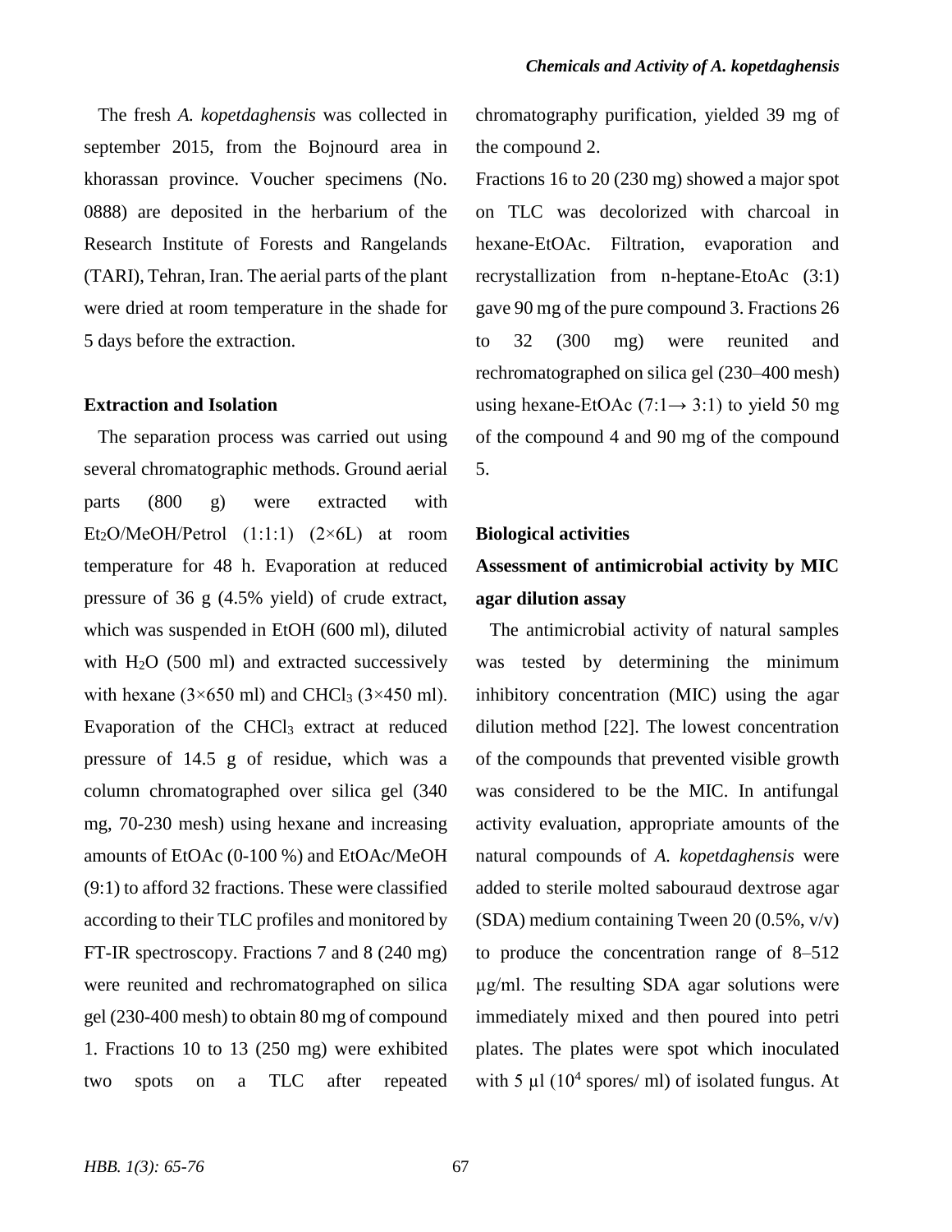The fresh *A. kopetdaghensis* was collected in september 2015, from the Bojnourd area in khorassan province. Voucher specimens (No. 0888) are deposited in the herbarium of the Research Institute of Forests and Rangelands (TARI), Tehran, Iran. The aerial parts of the plant were dried at room temperature in the shade for 5 days before the extraction.

### Extraction and Isolation

The separation process was carried out using several chromatographic methods. Ground aerial parts (800 g) were extracted with $Et_2O$/MeOH/Petrol (1:1:1) (2×6L) at room temperature for 48 h. Evaporation at reduced pressure of 36 g (4.5% yield) of crude extract, which was suspended in EtOH (600 ml), diluted with $H_2O$ (500 ml) and extracted successively with hexane (3×650 ml) and $CHCl_3$ (3×450 ml). Evaporation of the $CHCl_3$ extract at reduced pressure of 14.5 g of residue, which was a column chromatographed over silica gel (340 mg, 70-230 mesh) using hexane and increasing amounts of EtOAc (0-100 %) and EtOAc/MeOH (9:1) to afford 32 fractions. These were classified according to their TLC profiles and monitored by FT-IR spectroscopy. Fractions 7 and 8 (240 mg) were reunited and rechromatographed on silica gel (230-400 mesh) to obtain 80 mg of compound 1. Fractions 10 to 13 (250 mg) were exhibited two spots on a TLC after repeated chromatography purification, yielded 39 mg of the compound 2.

Fractions 16 to 20 (230 mg) showed a major spot on TLC was decolorized with charcoal in hexane-EtOAc. Filtration, evaporation and recrystallization from n-heptane-EtoAc (3:1) gave 90 mg of the pure compound 3. Fractions 26 to 32 (300 mg) were reunited and rechromatographed on silica gel (230–400 mesh) using hexane-EtOAc (7:1→ 3:1) to yield 50 mg of the compound 4 and 90 mg of the compound 5.

### Biological activities

### Assessment of antimicrobial activity by MIC agar dilution assay

The antimicrobial activity of natural samples was tested by determining the minimum inhibitory concentration (MIC) using the agar dilution method [22]. The lowest concentration of the compounds that prevented visible growth was considered to be the MIC. In antifungal activity evaluation, appropriate amounts of the natural compounds of *A. kopetdaghensis* were added to sterile molted sabouraud dextrose agar (SDA) medium containing Tween 20 (0.5%, v/v) to produce the concentration range of 8–512 μg/ml. The resulting SDA agar solutions were immediately mixed and then poured into petri plates. The plates were spot which inoculated with 5 μl ($10^4$ spores/ ml) of isolated fungus. At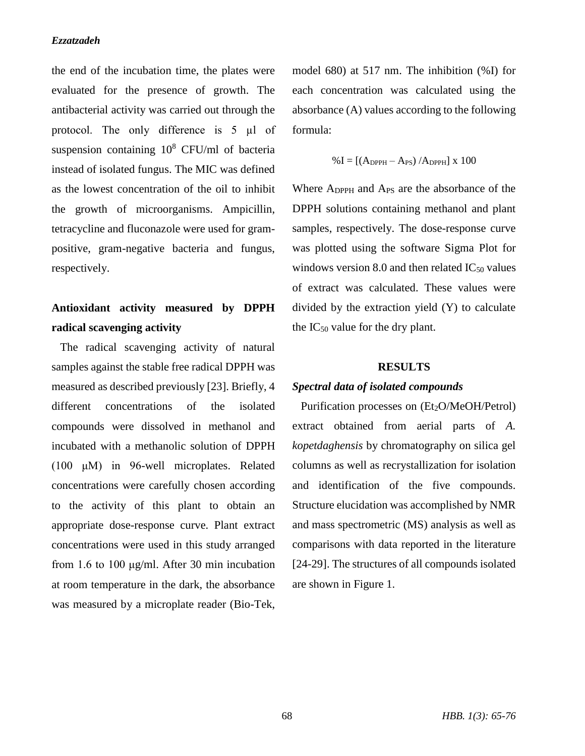the end of the incubation time, the plates were evaluated for the presence of growth. The antibacterial activity was carried out through the protocol. The only difference is 5 μl of suspension containing $10^8$ CFU/ml of bacteria instead of isolated fungus. The MIC was defined as the lowest concentration of the oil to inhibit the growth of microorganisms. Ampicillin, tetracycline and fluconazole were used for gram-positive, gram-negative bacteria and fungus, respectively.

## Antioxidant activity measured by DPPH radical scavenging activity

The radical scavenging activity of natural samples against the stable free radical DPPH was measured as described previously [23]. Briefly, 4 different concentrations of the isolated compounds were dissolved in methanol and incubated with a methanolic solution of DPPH (100 μM) in 96-well microplates. Related concentrations were carefully chosen according to the activity of this plant to obtain an appropriate dose-response curve. Plant extract concentrations were used in this study arranged from 1.6 to 100 μg/ml. After 30 min incubation at room temperature in the dark, the absorbance was measured by a microplate reader (Bio-Tek, model 680) at 517 nm. The inhibition (%I) for each concentration was calculated using the absorbance (A) values according to the following formula:

$$\%I = [(A_{DPPH} - A_{PS}) / A_{DPPH}] \times 100$$

Where $A_{DPPH}$ and $A_{PS}$ are the absorbance of the DPPH solutions containing methanol and plant samples, respectively. The dose-response curve was plotted using the software Sigma Plot for windows version 8.0 and then related $IC_{50}$ values of extract was calculated. These values were divided by the extraction yield (Y) to calculate the $IC_{50}$ value for the dry plant.

# RESULTS

### *Spectral data of isolated compounds*

Purification processes on ($Et_2O$/MeOH/Petrol) extract obtained from aerial parts of *A. kopetdaghensis* by chromatography on silica gel columns as well as recrystallization for isolation and identification of the five compounds. Structure elucidation was accomplished by NMR and mass spectrometric (MS) analysis as well as comparisons with data reported in the literature [24-29]. The structures of all compounds isolated are shown in Figure 1.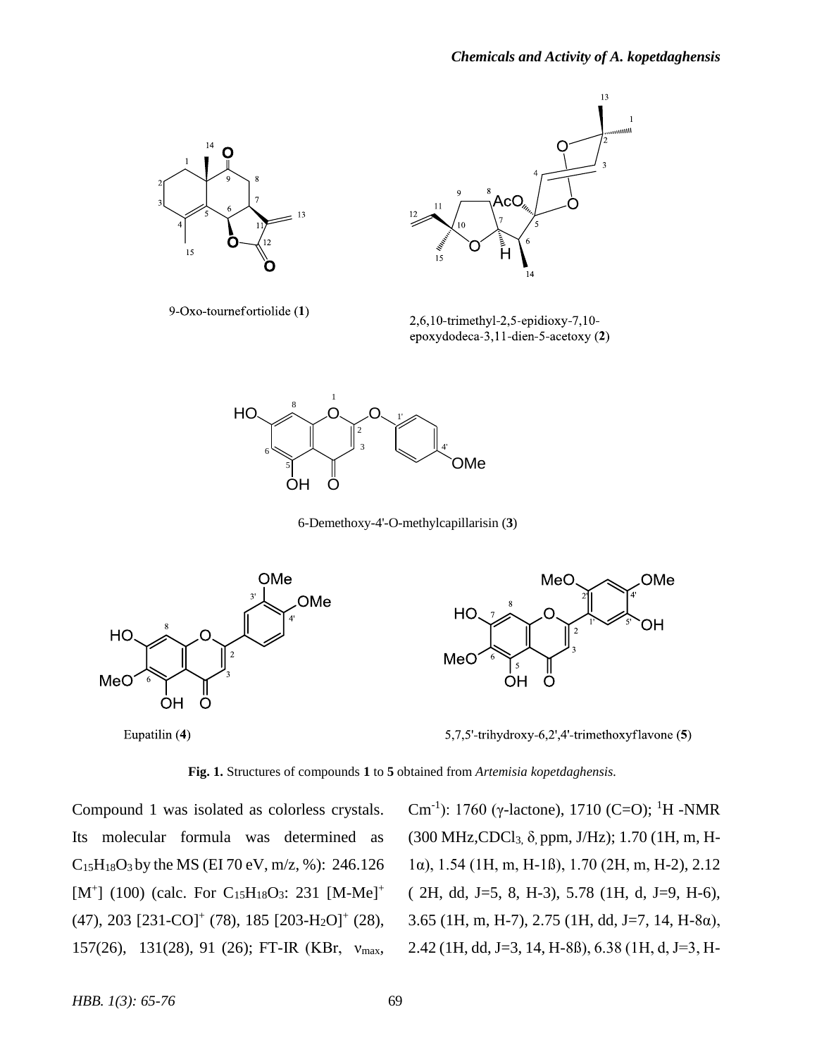9-Oxo-tournefortiolide (**1**)

2,6,10-trimethyl-2,5-epidioxy-7,10-epoxydodeca-3,11-dien-5-acetoxy (**2**)

6-Demethoxy-4'-O-methylcapillarisin (**3**)

Eupatilin (**4**)

5,7,5'-trihydroxy-6,2',4'-trimethoxyflavone (**5**)

**Fig. 1.** Structures of compounds **1** to **5** obtained from *Artemisia kopetdaghensis.*

Compound 1 was isolated as colorless crystals. Its molecular formula was determined as $C_{15}H_{18}O_3$ by the MS (EI 70 eV, m/z, %): 246.126 $[M^+]$ (100) (calc. For $C_{15}H_{18}O_3$: 231 $[M\text{-}Me]^+$ (47), 203 $[231\text{-}CO]^+$ (78), 185 $[203\text{-}H_2O]^+$ (28), 157(26), 131(28), 91 (26); FT-IR (KBr, $\nu_{max}$, $Cm^{-1}$): 1760 (γ-lactone), 1710 (C=O); $^1H$ -NMR (300 MHz, $CDCl_3$, δ, ppm, J/Hz); 1.70 (1H, m, H-1α), 1.54 (1H, m, H-1ß), 1.70 (2H, m, H-2), 2.12 ( 2H, dd, J=5, 8, H-3), 5.78 (1H, d, J=9, H-6), 3.65 (1H, m, H-7), 2.75 (1H, dd, J=7, 14, H-8α), 2.42 (1H, dd, J=3, 14, H-8ß), 6.38 (1H, d, J=3, H-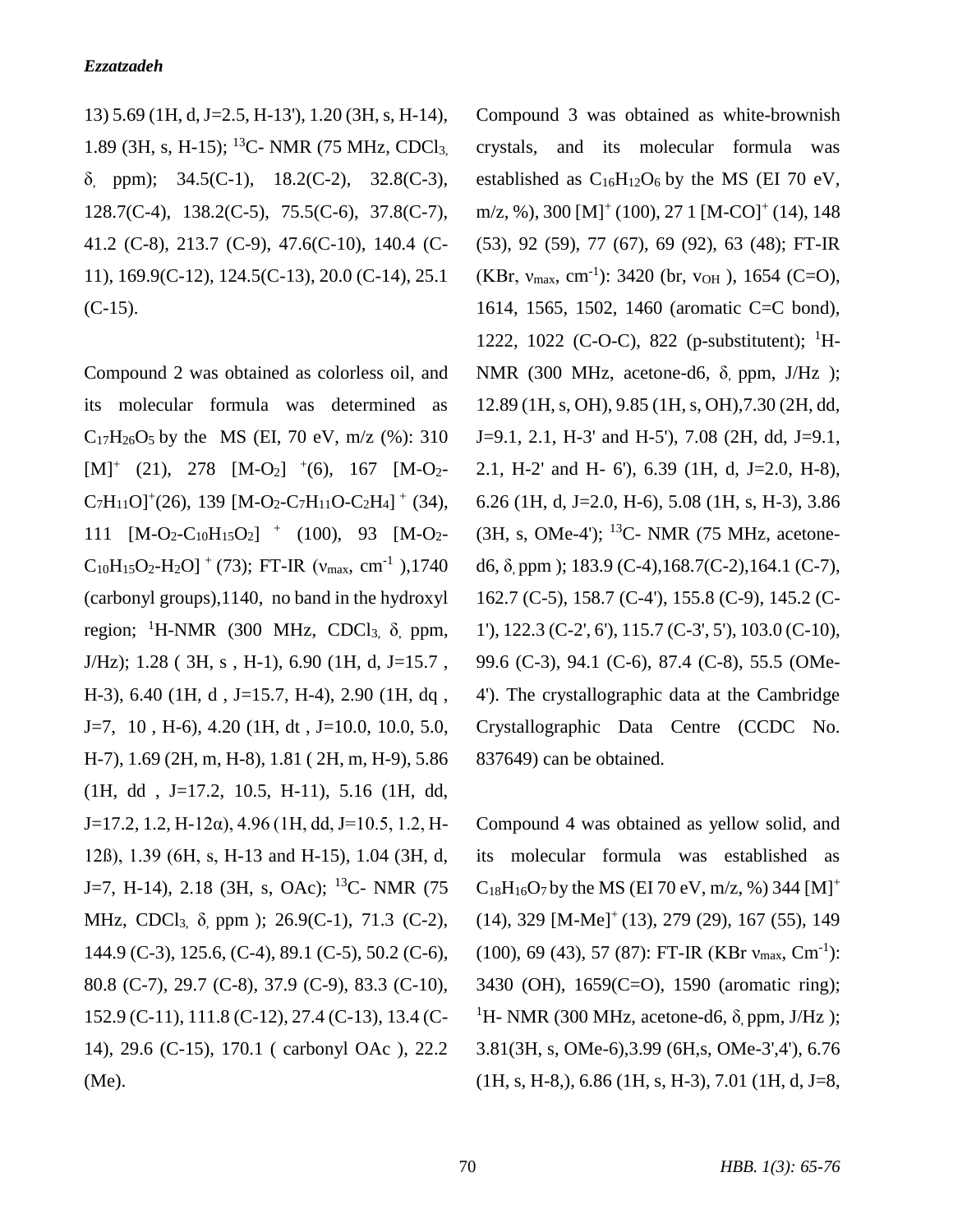13) 5.69 (1H, d, J=2.5, H-13'), 1.20 (3H, s, H-14), 1.89 (3H, s, H-15); $^{13}$C- NMR (75 MHz, $CDCl_3$, δ, ppm); 34.5(C-1), 18.2(C-2), 32.8(C-3), 128.7(C-4), 138.2(C-5), 75.5(C-6), 37.8(C-7), 41.2 (C-8), 213.7 (C-9), 47.6(C-10), 140.4 (C-11), 169.9(C-12), 124.5(C-13), 20.0 (C-14), 25.1 (C-15).

Compound 2 was obtained as colorless oil, and its molecular formula was determined as $C_{17}H_{26}O_5$ by the MS (EI, 70 eV, m/z (%): 310 $[M]^+$ (21), 278 $[M-O_2]^+$(6), 167 $[M-O_2-C_7H_{11}O]^+$(26), 139 $[M-O_2-C_7H_{11}O-C_2H_4]^+$ (34), 111 $[M-O_2-C_{10}H_{15}O_2]^+$ (100), 93 $[M-O_2-C_{10}H_{15}O_2-H_2O]^+$ (73); FT-IR ($\nu_{max}$, $cm^{-1}$ ),1740 (carbonyl groups),1140, no band in the hydroxyl region; $^1$H-NMR (300 MHz, $CDCl_3$, δ, ppm, J/Hz); 1.28 ( 3H, s , H-1), 6.90 (1H, d, J=15.7 , H-3), 6.40 (1H, d , J=15.7, H-4), 2.90 (1H, dq , J=7, 10 , H-6), 4.20 (1H, dt , J=10.0, 10.0, 5.0, H-7), 1.69 (2H, m, H-8), 1.81 ( 2H, m, H-9), 5.86 (1H, dd , J=17.2, 10.5, H-11), 5.16 (1H, dd, J=17.2, 1.2, H-12α), 4.96 (1H, dd, J=10.5, 1.2, H-12ß), 1.39 (6H, s, H-13 and H-15), 1.04 (3H, d, J=7, H-14), 2.18 (3H, s, OAc); $^{13}$C- NMR (75 MHz, $CDCl_3$, δ, ppm ); 26.9(C-1), 71.3 (C-2), 144.9 (C-3), 125.6, (C-4), 89.1 (C-5), 50.2 (C-6), 80.8 (C-7), 29.7 (C-8), 37.9 (C-9), 83.3 (C-10), 152.9 (C-11), 111.8 (C-12), 27.4 (C-13), 13.4 (C-14), 29.6 (C-15), 170.1 ( carbonyl OAc ), 22.2 (Me).

Compound 3 was obtained as white-brownish crystals, and its molecular formula was established as $C_{16}H_{12}O_6$ by the MS (EI 70 eV, m/z, %), 300 $[M]^+$ (100), 27 1 $[M-CO]^+$ (14), 148 (53), 92 (59), 77 (67), 69 (92), 63 (48); FT-IR (KBr, $\nu_{max}$, $cm^{-1}$): 3420 (br, $\nu_{OH}$ ), 1654 (C=O), 1614, 1565, 1502, 1460 (aromatic C=C bond), 1222, 1022 (C-O-C), 822 (p-substitutent); $^1$H-NMR (300 MHz, acetone-d6, δ, ppm, J/Hz ); 12.89 (1H, s, OH), 9.85 (1H, s, OH),7.30 (2H, dd, J=9.1, 2.1, H-3' and H-5'), 7.08 (2H, dd, J=9.1, 2.1, H-2' and H- 6'), 6.39 (1H, d, J=2.0, H-8), 6.26 (1H, d, J=2.0, H-6), 5.08 (1H, s, H-3), 3.86 (3H, s, OMe-4'); $^{13}$C- NMR (75 MHz, acetone-d6, δ, ppm ); 183.9 (C-4),168.7(C-2),164.1 (C-7), 162.7 (C-5), 158.7 (C-4'), 155.8 (C-9), 145.2 (C-1'), 122.3 (C-2', 6'), 115.7 (C-3', 5'), 103.0 (C-10), 99.6 (C-3), 94.1 (C-6), 87.4 (C-8), 55.5 (OMe-4'). The crystallographic data at the Cambridge Crystallographic Data Centre (CCDC No. 837649) can be obtained.

Compound 4 was obtained as yellow solid, and its molecular formula was established as $C_{18}H_{16}O_7$ by the MS (EI 70 eV, m/z, %) 344 $[M]^+$ (14), 329 $[M-Me]^+$ (13), 279 (29), 167 (55), 149 (100), 69 (43), 57 (87): FT-IR (KBr $\nu_{max}$, $Cm^{-1}$): 3430 (OH), 1659(C=O), 1590 (aromatic ring); $^1$H- NMR (300 MHz, acetone-d6, δ, ppm, J/Hz ); 3.81(3H, s, OMe-6),3.99 (6H,s, OMe-3',4'), 6.76 (1H, s, H-8,), 6.86 (1H, s, H-3), 7.01 (1H, d, J=8,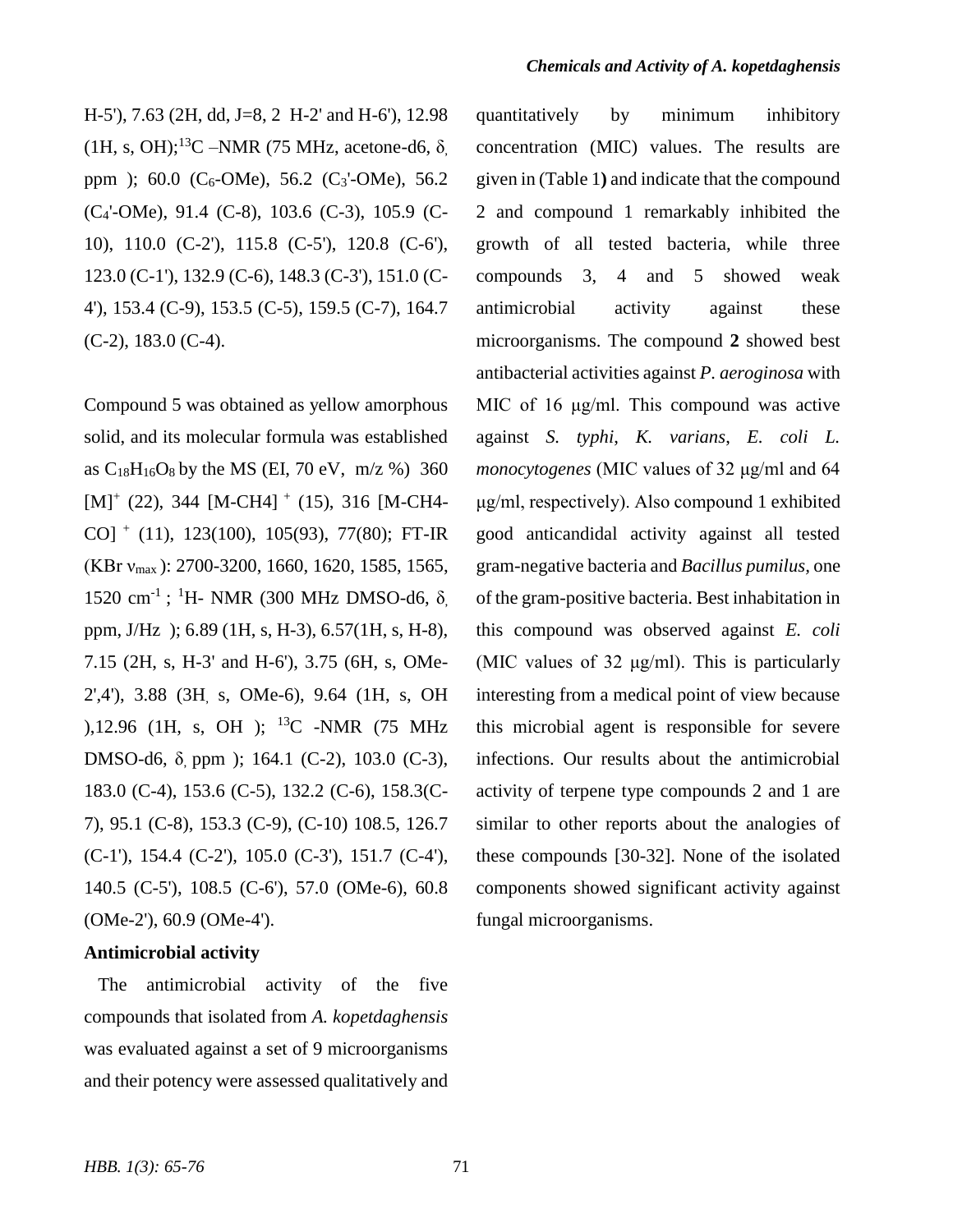H-5'), 7.63 (2H, dd, J=8, 2 H-2' and H-6'), 12.98 (1H, s, OH);$^{13}$C –NMR (75 MHz, acetone-d6, δ, ppm ); 60.0 ($C_6$-OMe), 56.2 ($C_3$'-OMe), 56.2 ($C_4$'-OMe), 91.4 (C-8), 103.6 (C-3), 105.9 (C-10), 110.0 (C-2'), 115.8 (C-5'), 120.8 (C-6'), 123.0 (C-1'), 132.9 (C-6), 148.3 (C-3'), 151.0 (C-4'), 153.4 (C-9), 153.5 (C-5), 159.5 (C-7), 164.7 (C-2), 183.0 (C-4).

Compound 5 was obtained as yellow amorphous solid, and its molecular formula was established as $C_{18}H_{16}O_8$ by the MS (EI, 70 eV, m/z %) 360 $[M]^+$ (22), 344 $[M\text{-}CH4]^+$ (15), 316 $[M\text{-}CH4\text{-}CO]^+$ (11), 123(100), 105(93), 77(80); FT-IR (KBr $\nu_{max}$ ): 2700-3200, 1660, 1620, 1585, 1565, 1520 $cm^{-1}$ ; $^1$H- NMR (300 MHz DMSO-d6, δ, ppm, J/Hz ); 6.89 (1H, s, H-3), 6.57(1H, s, H-8), 7.15 (2H, s, H-3' and H-6'), 3.75 (6H, s, OMe-2',4'), 3.88 (3H, s, OMe-6), 9.64 (1H, s, OH ),12.96 (1H, s, OH ); $^{13}$C -NMR (75 MHz DMSO-d6, δ, ppm ); 164.1 (C-2), 103.0 (C-3), 183.0 (C-4), 153.6 (C-5), 132.2 (C-6), 158.3(C-7), 95.1 (C-8), 153.3 (C-9), (C-10) 108.5, 126.7 (C-1'), 154.4 (C-2'), 105.0 (C-3'), 151.7 (C-4'), 140.5 (C-5'), 108.5 (C-6'), 57.0 (OMe-6), 60.8 (OMe-2'), 60.9 (OMe-4').

### Antimicrobial activity

The antimicrobial activity of the five compounds that isolated from *A. kopetdaghensis* was evaluated against a set of 9 microorganisms and their potency were assessed qualitatively and quantitatively by minimum inhibitory concentration (MIC) values. The results are given in (Table 1**)** and indicate that the compound 2 and compound 1 remarkably inhibited the growth of all tested bacteria, while three compounds 3, 4 and 5 showed weak antimicrobial activity against these microorganisms. The compound **2** showed best antibacterial activities against *P. aeroginosa* with MIC of 16 μg/ml. This compound was active against *S. typhi*, *K. varians*, *E. coli L. monocytogenes* (MIC values of 32 μg/ml and 64 μg/ml, respectively). Also compound 1 exhibited good anticandidal activity against all tested gram-negative bacteria and *Bacillus pumilus*, one of the gram-positive bacteria. Best inhabitation in this compound was observed against *E. coli* (MIC values of 32 μg/ml). This is particularly interesting from a medical point of view because this microbial agent is responsible for severe infections. Our results about the antimicrobial activity of terpene type compounds 2 and 1 are similar to other reports about the analogies of these compounds [30-32]. None of the isolated components showed significant activity against fungal microorganisms.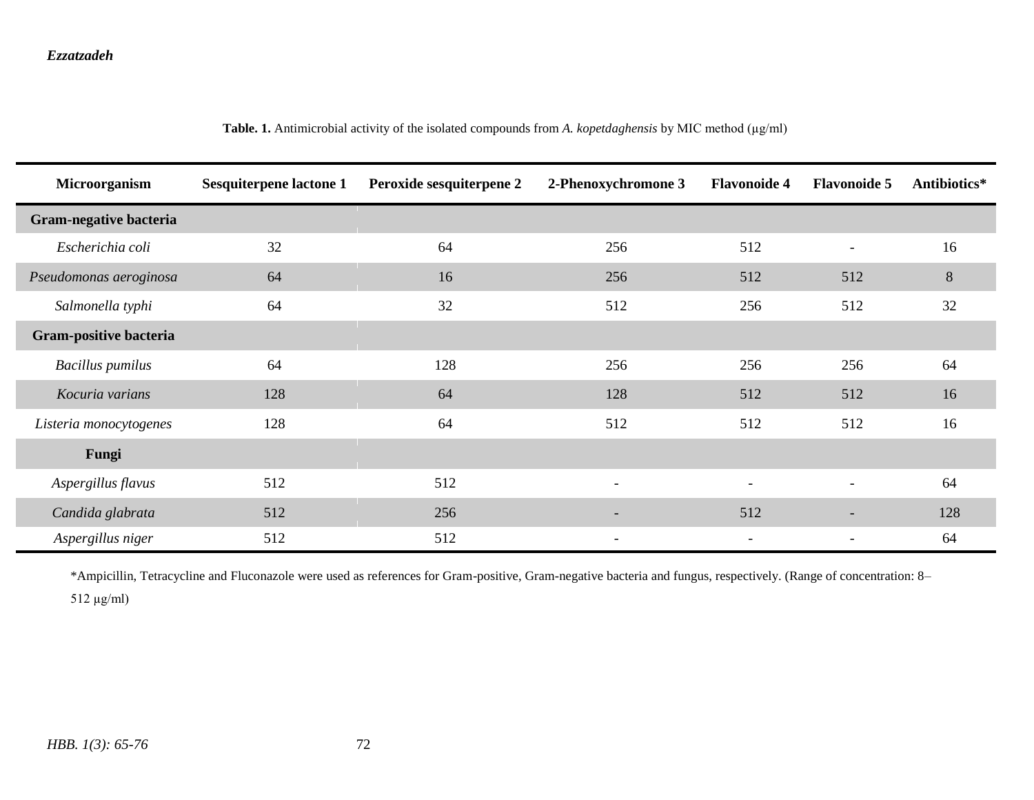**Table. 1.** Antimicrobial activity of the isolated compounds from *A. kopetdaghensis* by MIC method (µg/ml)

| Microorganism | Sesquiterpene lactone 1 | Peroxide sesquiterpene 2 | 2-Phenoxychromone 3 | Flavonoide 4 | Flavonoide 5 | Antibiotics* |
|---|---|---|---|---|---|---|
| **Gram-negative bacteria** | | | | | | |
| *Escherichia coli* | 32 | 64 | 256 | 512 | - | 16 |
| *Pseudomonas aeroginosa* | 64 | 16 | 256 | 512 | 512 | 8 |
| *Salmonella typhi* | 64 | 32 | 512 | 256 | 512 | 32 |
| **Gram-positive bacteria** | | | | | | |
| *Bacillus pumilus* | 64 | 128 | 256 | 256 | 256 | 64 |
| *Kocuria varians* | 128 | 64 | 128 | 512 | 512 | 16 |
| *Listeria monocytogenes* | 128 | 64 | 512 | 512 | 512 | 16 |
| **Fungi** | | | | | | |
| *Aspergillus flavus* | 512 | 512 | - | - | - | 64 |
| *Candida glabrata* | 512 | 256 | - | 512 | - | 128 |
| *Aspergillus niger* | 512 | 512 | - | - | - | 64 |

*Ampicillin, Tetracycline and Fluconazole were used as references for Gram-positive, Gram-negative bacteria and fungus, respectively. (Range of concentration: 8–512 µg/ml)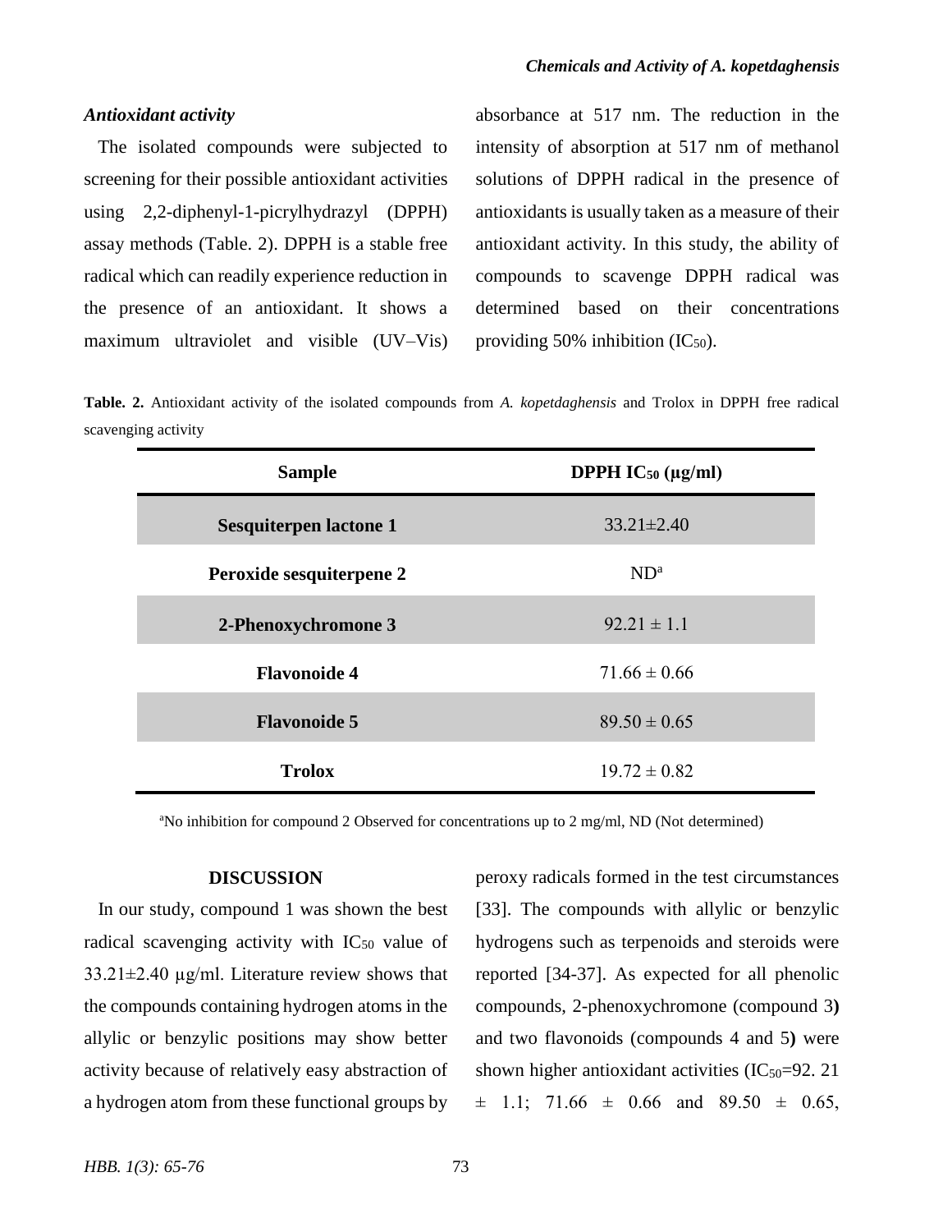### *Antioxidant activity*

The isolated compounds were subjected to screening for their possible antioxidant activities using 2,2-diphenyl-1-picrylhydrazyl (DPPH) assay methods (Table. 2). DPPH is a stable free radical which can readily experience reduction in the presence of an antioxidant. It shows a maximum ultraviolet and visible (UV–Vis) absorbance at 517 nm. The reduction in the intensity of absorption at 517 nm of methanol solutions of DPPH radical in the presence of antioxidants is usually taken as a measure of their antioxidant activity. In this study, the ability of compounds to scavenge DPPH radical was determined based on their concentrations providing 50% inhibition ($IC_{50}$).

**Table. 2.** Antioxidant activity of the isolated compounds from *A. kopetdaghensis* and Trolox in DPPH free radical scavenging activity

| Sample | DPPH $IC_{50}$ (µg/ml) |
|---|---|
| **Sesquiterpen lactone 1** | 33.21±2.40 |
| **Peroxide sesquiterpene 2** | ND[a] |
| **2-Phenoxychromone 3** | 92.21 ± 1.1 |
| **Flavonoide 4** | 71.66 ± 0.66 |
| **Flavonoide 5** | 89.50 ± 0.65 |
| **Trolox** | 19.72 ± 0.82 |

[a]No inhibition for compound 2 Observed for concentrations up to 2 mg/ml, ND (Not determined)

## DISCUSSION

In our study, compound 1 was shown the best radical scavenging activity with $IC_{50}$ value of 33.21±2.40 µg/ml. Literature review shows that the compounds containing hydrogen atoms in the allylic or benzylic positions may show better activity because of relatively easy abstraction of a hydrogen atom from these functional groups by peroxy radicals formed in the test circumstances [33]. The compounds with allylic or benzylic hydrogens such as terpenoids and steroids were reported [34-37]. As expected for all phenolic compounds, 2-phenoxychromone (compound 3**)** and two flavonoids (compounds 4 and 5**)** were shown higher antioxidant activities ($IC_{50}$=92. 21 ± 1.1; 71.66 ± 0.66 and 89.50 ± 0.65,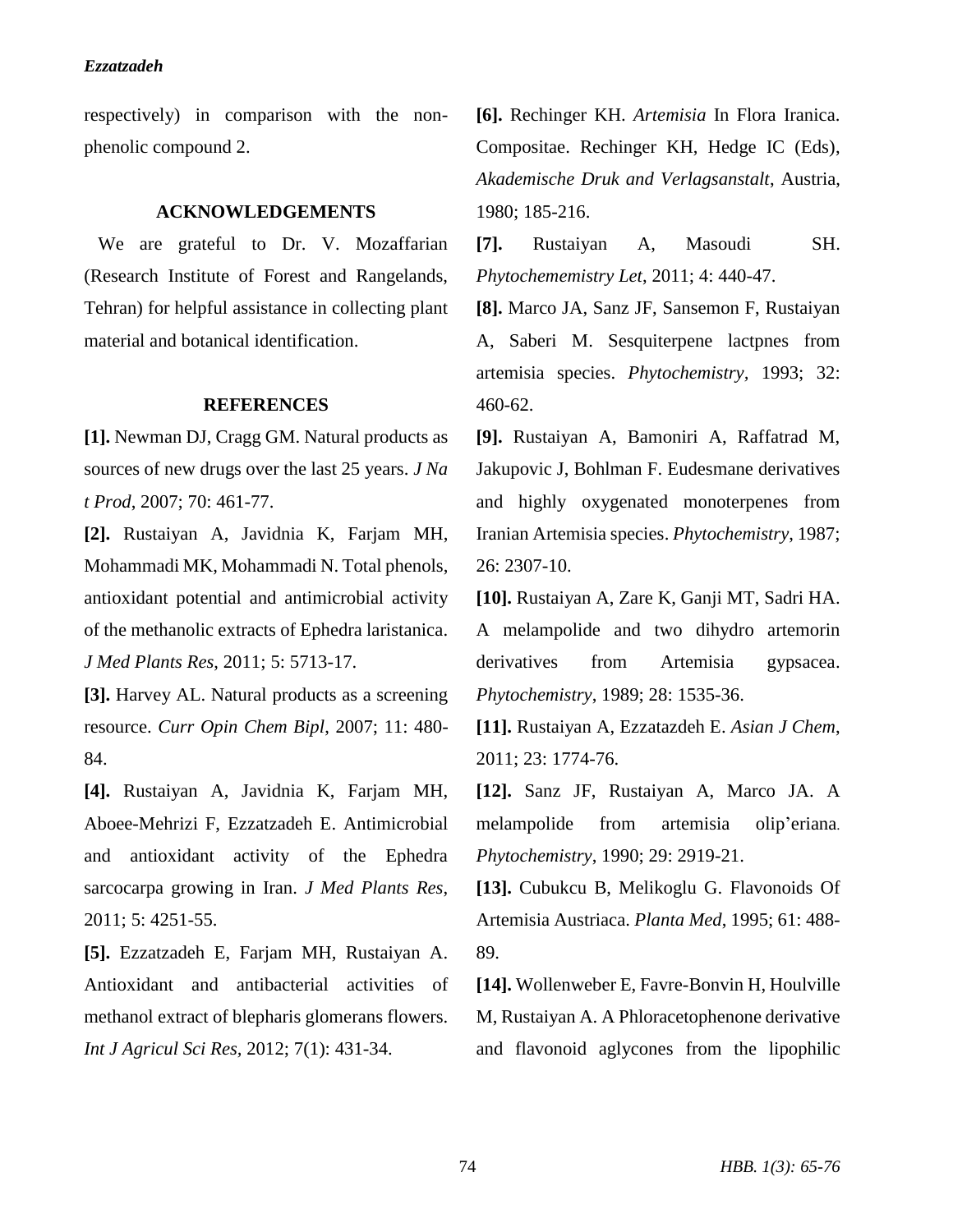respectively) in comparison with the non-phenolic compound 2.

## ACKNOWLEDGEMENTS

We are grateful to Dr. V. Mozaffarian (Research Institute of Forest and Rangelands, Tehran) for helpful assistance in collecting plant material and botanical identification.

## REFERENCES

**[1].** Newman DJ, Cragg GM. Natural products as sources of new drugs over the last 25 years. *J Na t Prod*, 2007; 70: 461-77.

**[2].** Rustaiyan A, Javidnia K, Farjam MH, Mohammadi MK, Mohammadi N. Total phenols, antioxidant potential and antimicrobial activity of the methanolic extracts of Ephedra laristanica. *J Med Plants Res*, 2011; 5: 5713-17.

**[3].** Harvey AL. Natural products as a screening resource. *Curr Opin Chem Bipl*, 2007; 11: 480-84.

**[4].** Rustaiyan A, Javidnia K, Farjam MH, Aboee-Mehrizi F, Ezzatzadeh E. Antimicrobial and antioxidant activity of the Ephedra sarcocarpa growing in Iran. *J Med Plants Res*, 2011; 5: 4251-55.

**[5].** Ezzatzadeh E, Farjam MH, Rustaiyan A. Antioxidant and antibacterial activities of methanol extract of blepharis glomerans flowers. *Int J Agricul Sci Res*, 2012; 7(1): 431-34.

**[6].** Rechinger KH. *Artemisia* In Flora Iranica. Compositae. Rechinger KH, Hedge IC (Eds), *Akademische Druk and Verlagsanstalt*, Austria, 1980; 185-216.

**[7].** Rustaiyan A, Masoudi SH. *Phytochememistry Let*, 2011; 4: 440-47.

**[8].** Marco JA, Sanz JF, Sansemon F, Rustaiyan A, Saberi M. Sesquiterpene lactpnes from artemisia species. *Phytochemistry*, 1993; 32: 460-62.

**[9].** Rustaiyan A, Bamoniri A, Raffatrad M, Jakupovic J, Bohlman F. Eudesmane derivatives and highly oxygenated monoterpenes from Iranian Artemisia species. *Phytochemistry*, 1987; 26: 2307-10.

**[10].** Rustaiyan A, Zare K, Ganji MT, Sadri HA. A melampolide and two dihydro artemorin derivatives from Artemisia gypsacea. *Phytochemistry*, 1989; 28: 1535-36.

**[11].** Rustaiyan A, Ezzatazdeh E. *Asian J Chem*, 2011; 23: 1774-76.

**[12].** Sanz JF, Rustaiyan A, Marco JA. A melampolide from artemisia olip'eriana. *Phytochemistry*, 1990; 29: 2919-21.

**[13].** Cubukcu B, Melikoglu G. Flavonoids Of Artemisia Austriaca. *Planta Med*, 1995; 61: 488-89.

**[14].** Wollenweber E, Favre-Bonvin H, Houlville M, Rustaiyan A. A Phloracetophenone derivative and flavonoid aglycones from the lipophilic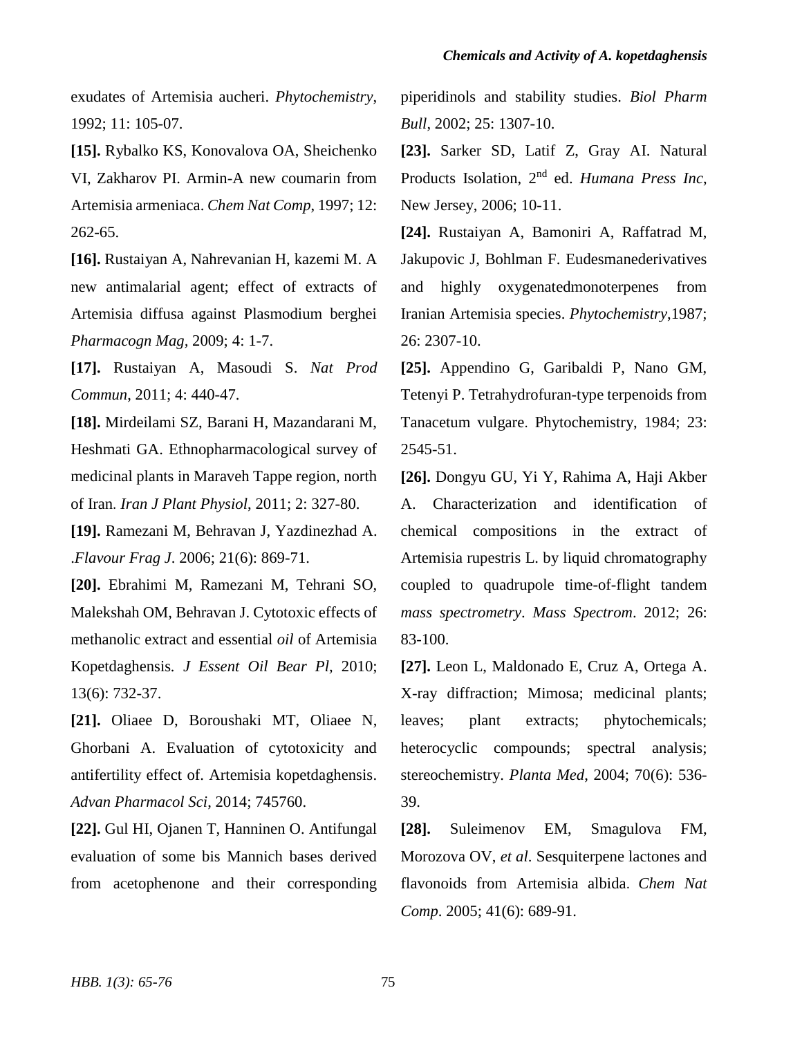exudates of Artemisia aucheri. *Phytochemistry*, 1992; 11: 105-07.

**[15].** Rybalko KS, Konovalova OA, Sheichenko VI, Zakharov PI. Armin-A new coumarin from Artemisia armeniaca. *Chem Nat Comp*, 1997; 12: 262-65.

**[16].** Rustaiyan A, Nahrevanian H, kazemi M. A new antimalarial agent; effect of extracts of Artemisia diffusa against Plasmodium berghei *Pharmacogn Mag*, 2009; 4: 1-7.

**[17].** Rustaiyan A, Masoudi S. *Nat Prod Commun*, 2011; 4: 440-47.

**[18].** Mirdeilami SZ, Barani H, Mazandarani M, Heshmati GA. Ethnopharmacological survey of medicinal plants in Maraveh Tappe region, north of Iran. *Iran J Plant Physiol*, 2011; 2: 327-80.

**[19].** Ramezani M, Behravan J, Yazdinezhad A. .*Flavour Frag J*. 2006; 21(6): 869-71.

**[20].** Ebrahimi M, Ramezani M, Tehrani SO, Malekshah OM, Behravan J. Cytotoxic effects of methanolic extract and essential *oil* of Artemisia Kopetdaghensis. *J Essent Oil Bear Pl,* 2010; 13(6): 732-37.

**[21].** Oliaee D, Boroushaki MT, Oliaee N, Ghorbani A. Evaluation of cytotoxicity and antifertility effect of. Artemisia kopetdaghensis. *Advan Pharmacol Sci*, 2014; 745760.

**[22].** Gul HI, Ojanen T, Hanninen O. Antifungal evaluation of some bis Mannich bases derived from acetophenone and their corresponding piperidinols and stability studies. *Biol Pharm Bull*, 2002; 25: 1307-10.

**[23].** Sarker SD, Latif Z, Gray AI. Natural Products Isolation, 2nd ed. *Humana Press Inc*, New Jersey, 2006; 10-11.

**[24].** Rustaiyan A, Bamoniri A, Raffatrad M, Jakupovic J, Bohlman F. Eudesmanederivatives and highly oxygenatedmonoterpenes from Iranian Artemisia species. *Phytochemistry*,1987; 26: 2307-10.

**[25].** Appendino G, Garibaldi P, Nano GM, Tetenyi P. Tetrahydrofuran-type terpenoids from Tanacetum vulgare. Phytochemistry, 1984; 23: 2545-51.

**[26].** Dongyu GU, Yi Y, Rahima A, Haji Akber A. Characterization and identification of chemical compositions in the extract of Artemisia rupestris L. by liquid chromatography coupled to quadrupole time-of-flight tandem *mass spectrometry*. *Mass Spectrom*. 2012; 26: 83-100.

**[27].** Leon L, Maldonado E, Cruz A, Ortega A. X-ray diffraction; Mimosa; medicinal plants; leaves; plant extracts; phytochemicals; heterocyclic compounds; spectral analysis; stereochemistry. *Planta Med,* 2004; 70(6): 536-39.

**[28].** Suleimenov EM, Smagulova FM, Morozova OV, *et al*. Sesquiterpene lactones and flavonoids from Artemisia albida. *Chem Nat Comp*. 2005; 41(6): 689-91.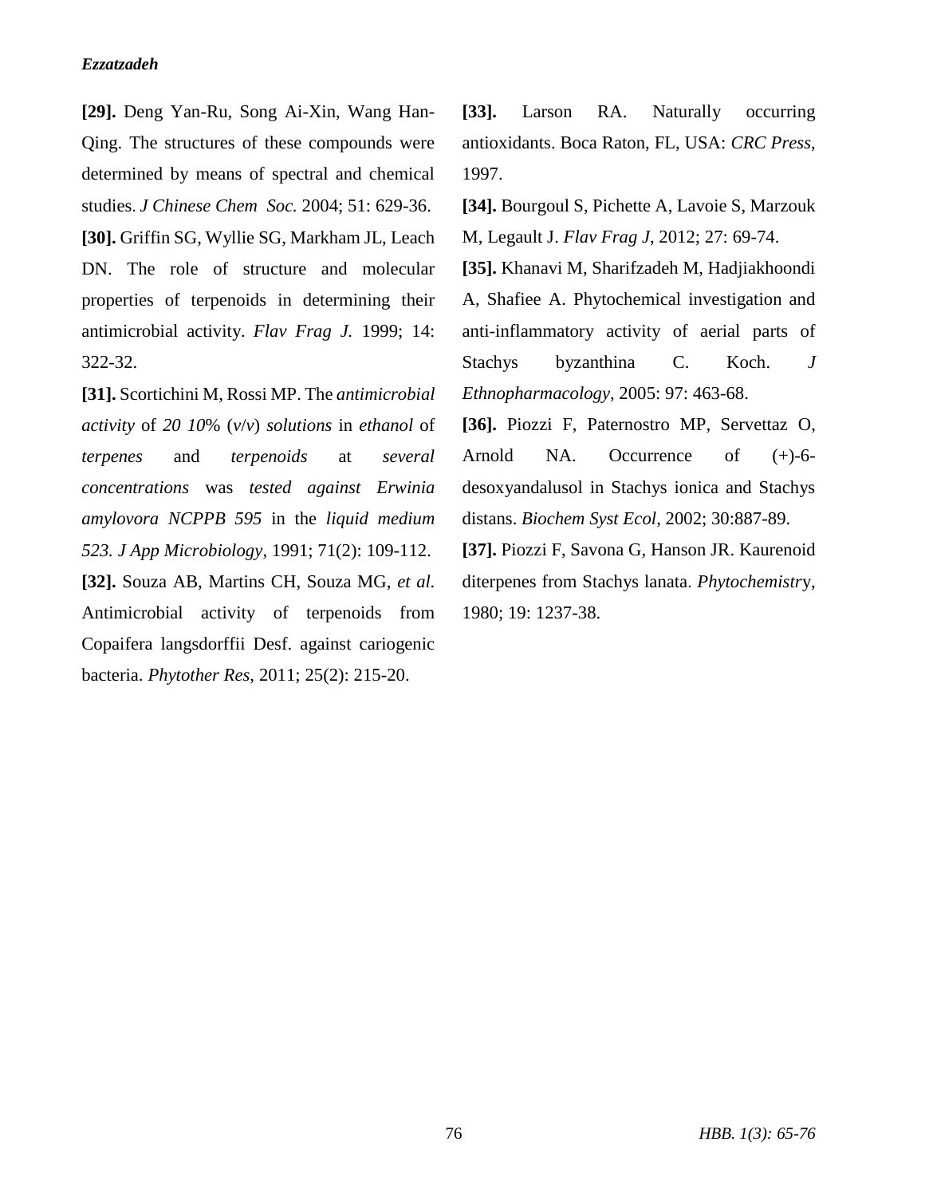**[29].** Deng Yan-Ru, Song Ai-Xin, Wang Han-Qing. The structures of these compounds were determined by means of spectral and chemical studies. *J Chinese Chem Soc.* 2004; 51: 629-36.

**[30].** Griffin SG, Wyllie SG, Markham JL, Leach DN. The role of structure and molecular properties of terpenoids in determining their antimicrobial activity. *Flav Frag J.* 1999; 14: 322-32.

**[31].** Scortichini M, Rossi MP. The *antimicrobial activity* of *20 10*% (*v*/*v*) *solutions* in *ethanol* of *terpenes* and *terpenoids* at *several concentrations* was *tested against Erwinia amylovora NCPPB 595* in the *liquid medium 523. J App Microbiology,* 1991; 71(2): 109-112.

**[32].** Souza AB, Martins CH, Souza MG, *et al.* Antimicrobial activity of terpenoids from Copaifera langsdorffii Desf. against cariogenic bacteria. *Phytother Res,* 2011; 25(2): 215-20.

**[33].** Larson RA. Naturally occurring antioxidants. Boca Raton, FL, USA: *CRC Press*, 1997.

**[34].** Bourgoul S, Pichette A, Lavoie S, Marzouk M, Legault J. *Flav Frag J*, 2012; 27: 69-74.

**[35].** Khanavi M, Sharifzadeh M, Hadjiakhoondi A, Shafiee A. Phytochemical investigation and anti-inflammatory activity of aerial parts of Stachys byzanthina C. Koch. *J Ethnopharmacology*, 2005: 97: 463-68.

**[36].** Piozzi F, Paternostro MP, Servettaz O, Arnold NA. Occurrence of (+)-6-desoxyandalusol in Stachys ionica and Stachys distans. *Biochem Syst Ecol*, 2002; 30:887-89.

**[37].** Piozzi F, Savona G, Hanson JR. Kaurenoid diterpenes from Stachys lanata. *Phytochemistry*, 1980; 19: 1237-38.